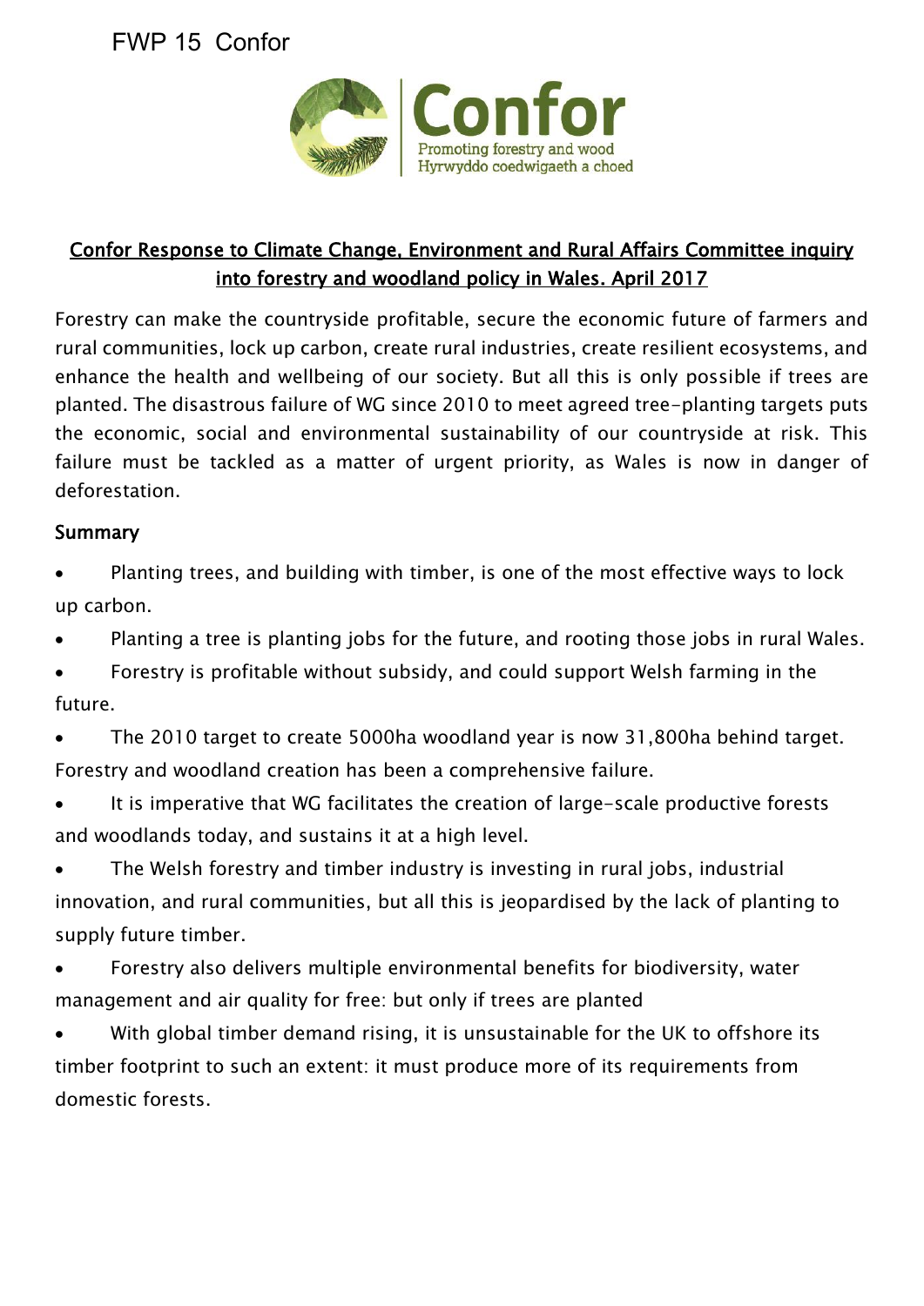FWP 15 Confor

Confor
Promoting forestry and wood
Hyrwyddo coedwigaeth a choed

## Confor Response to Climate Change, Environment and Rural Affairs Committee inquiry into forestry and woodland policy in Wales. April 2017

Forestry can make the countryside profitable, secure the economic future of farmers and rural communities, lock up carbon, create rural industries, create resilient ecosystems, and enhance the health and wellbeing of our society. But all this is only possible if trees are planted. The disastrous failure of WG since 2010 to meet agreed tree-planting targets puts the economic, social and environmental sustainability of our countryside at risk. This failure must be tackled as a matter of urgent priority, as Wales is now in danger of deforestation.

### Summary

- Planting trees, and building with timber, is one of the most effective ways to lock up carbon.
- Planting a tree is planting jobs for the future, and rooting those jobs in rural Wales.
- Forestry is profitable without subsidy, and could support Welsh farming in the future.
- The 2010 target to create 5000ha woodland year is now 31,800ha behind target. Forestry and woodland creation has been a comprehensive failure.
- It is imperative that WG facilitates the creation of large-scale productive forests and woodlands today, and sustains it at a high level.
- The Welsh forestry and timber industry is investing in rural jobs, industrial innovation, and rural communities, but all this is jeopardised by the lack of planting to supply future timber.
- Forestry also delivers multiple environmental benefits for biodiversity, water management and air quality for free: but only if trees are planted
- With global timber demand rising, it is unsustainable for the UK to offshore its timber footprint to such an extent: it must produce more of its requirements from domestic forests.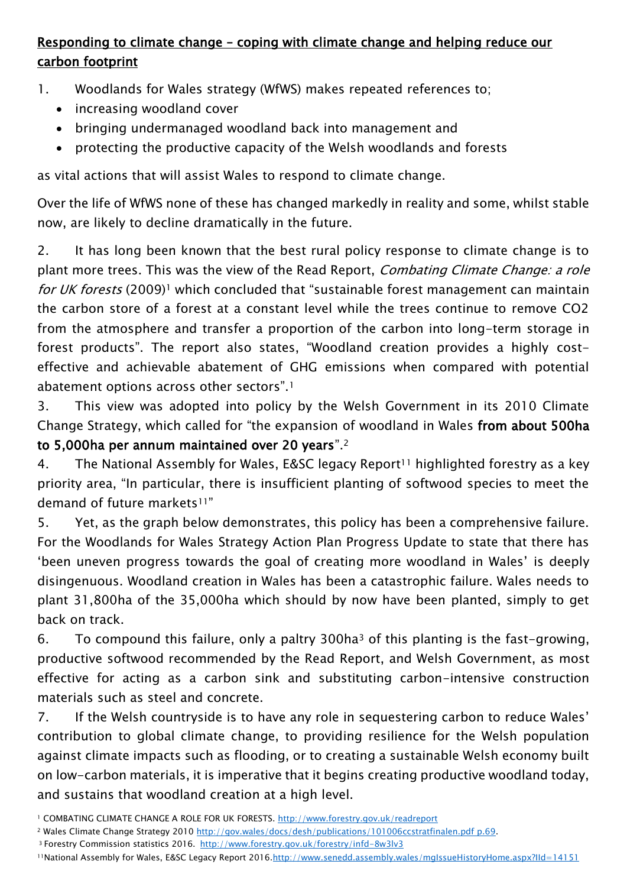## Responding to climate change – coping with climate change and helping reduce our carbon footprint

1. Woodlands for Wales strategy (WfWS) makes repeated references to;
   - increasing woodland cover
   - bringing undermanaged woodland back into management and
   - protecting the productive capacity of the Welsh woodlands and forests

as vital actions that will assist Wales to respond to climate change.

Over the life of WfWS none of these has changed markedly in reality and some, whilst stable now, are likely to decline dramatically in the future.

2. It has long been known that the best rural policy response to climate change is to plant more trees. This was the view of the Read Report, *Combating Climate Change: a role for UK forests* (2009)[1] which concluded that "sustainable forest management can maintain the carbon store of a forest at a constant level while the trees continue to remove CO2 from the atmosphere and transfer a proportion of the carbon into long-term storage in forest products". The report also states, "Woodland creation provides a highly cost-effective and achievable abatement of GHG emissions when compared with potential abatement options across other sectors".[1]

3. This view was adopted into policy by the Welsh Government in its 2010 Climate Change Strategy, which called for "the expansion of woodland in Wales **from about 500ha to 5,000ha per annum maintained over 20 years**".[2]

4. The National Assembly for Wales, E&SC legacy Report[11] highlighted forestry as a key priority area, "In particular, there is insufficient planting of softwood species to meet the demand of future markets[11]"

5. Yet, as the graph below demonstrates, this policy has been a comprehensive failure. For the Woodlands for Wales Strategy Action Plan Progress Update to state that there has 'been uneven progress towards the goal of creating more woodland in Wales' is deeply disingenuous. Woodland creation in Wales has been a catastrophic failure. Wales needs to plant 31,800ha of the 35,000ha which should by now have been planted, simply to get back on track.

6. To compound this failure, only a paltry 300ha[3] of this planting is the fast-growing, productive softwood recommended by the Read Report, and Welsh Government, as most effective for acting as a carbon sink and substituting carbon-intensive construction materials such as steel and concrete.

7. If the Welsh countryside is to have any role in sequestering carbon to reduce Wales' contribution to global climate change, to providing resilience for the Welsh population against climate impacts such as flooding, or to creating a sustainable Welsh economy built on low-carbon materials, it is imperative that it begins creating productive woodland today, and sustains that woodland creation at a high level.

[1] COMBATING CLIMATE CHANGE A ROLE FOR UK FORESTS. http://www.forestry.gov.uk/readreport

[2] Wales Climate Change Strategy 2010 http://gov.wales/docs/desh/publications/101006ccstratfinalen.pdf p.69.

[3] Forestry Commission statistics 2016. http://www.forestry.gov.uk/forestry/infd-8w3lv3

[11] National Assembly for Wales, E&SC Legacy Report 2016. http://www.senedd.assembly.wales/mgIssueHistoryHome.aspx?IId=14151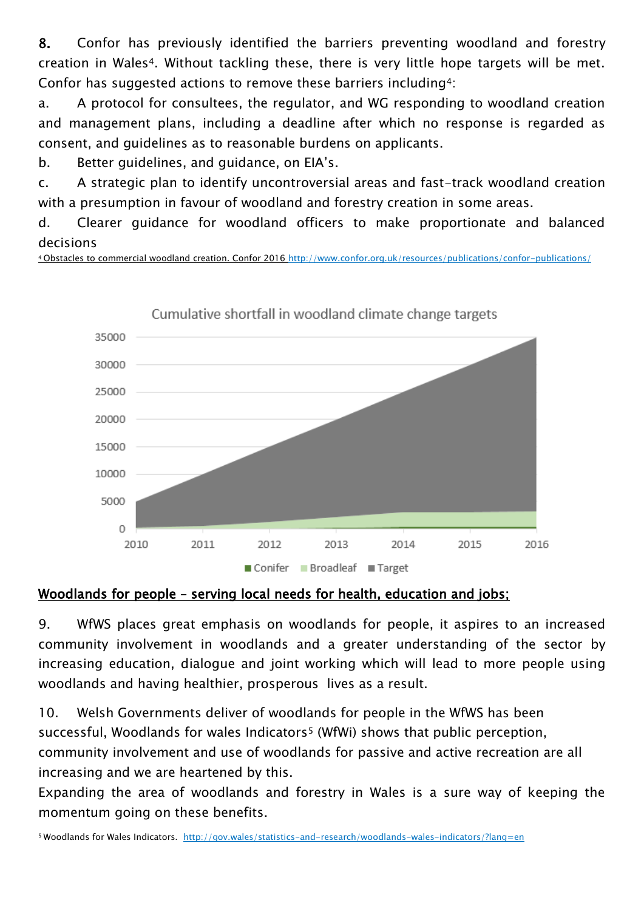**8.** Confor has previously identified the barriers preventing woodland and forestry creation in Wales[4]. Without tackling these, there is very little hope targets will be met. Confor has suggested actions to remove these barriers including[4]:

a. A protocol for consultees, the regulator, and WG responding to woodland creation and management plans, including a deadline after which no response is regarded as consent, and guidelines as to reasonable burdens on applicants.

b. Better guidelines, and guidance, on EIA's.

c. A strategic plan to identify uncontroversial areas and fast-track woodland creation with a presumption in favour of woodland and forestry creation in some areas.

d. Clearer guidance for woodland officers to make proportionate and balanced decisions

[4] Obstacles to commercial woodland creation. Confor 2016 http://www.confor.org.uk/resources/publications/confor-publications/

Cumulative shortfall in woodland climate change targets

Conifer   Broadleaf   Target

## Woodlands for people – serving local needs for health, education and jobs;

9. WfWS places great emphasis on woodlands for people, it aspires to an increased community involvement in woodlands and a greater understanding of the sector by increasing education, dialogue and joint working which will lead to more people using woodlands and having healthier, prosperous lives as a result.

10. Welsh Governments deliver of woodlands for people in the WfWS has been successful, Woodlands for wales Indicators[5] (WfWi) shows that public perception, community involvement and use of woodlands for passive and active recreation are all increasing and we are heartened by this.

Expanding the area of woodlands and forestry in Wales is a sure way of keeping the momentum going on these benefits.

[5] Woodlands for Wales Indicators. http://gov.wales/statistics-and-research/woodlands-wales-indicators/?lang=en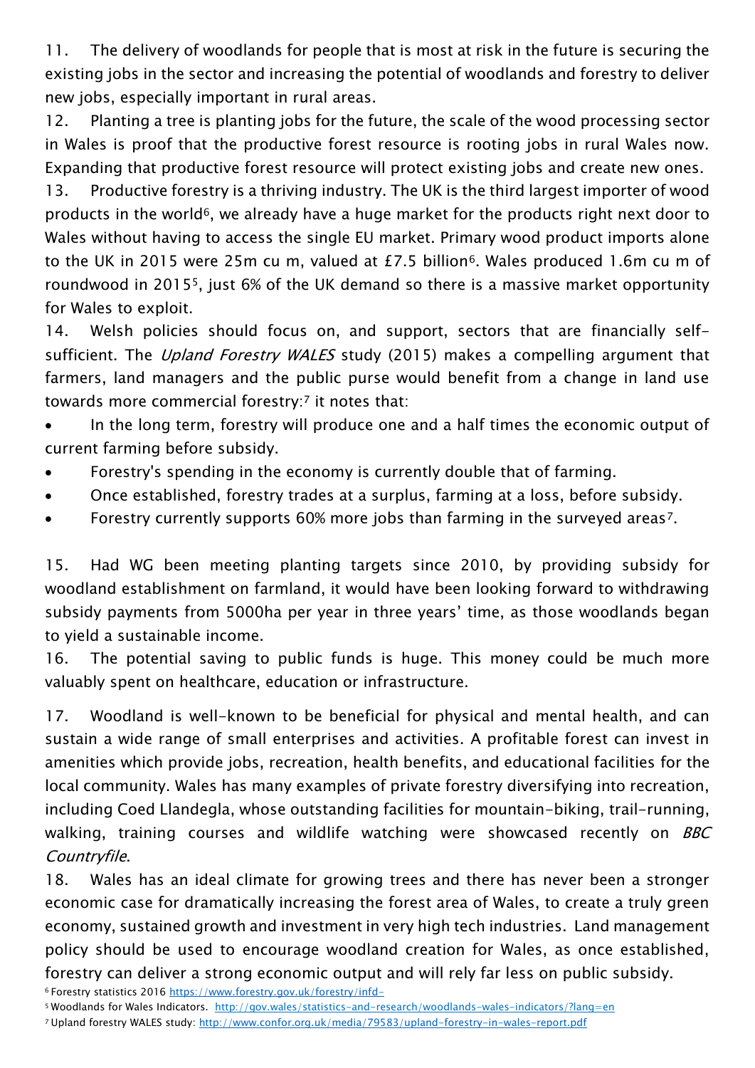11. The delivery of woodlands for people that is most at risk in the future is securing the existing jobs in the sector and increasing the potential of woodlands and forestry to deliver new jobs, especially important in rural areas.

12. Planting a tree is planting jobs for the future, the scale of the wood processing sector in Wales is proof that the productive forest resource is rooting jobs in rural Wales now. Expanding that productive forest resource will protect existing jobs and create new ones.

13. Productive forestry is a thriving industry. The UK is the third largest importer of wood products in the world[6], we already have a huge market for the products right next door to Wales without having to access the single EU market. Primary wood product imports alone to the UK in 2015 were 25m cu m, valued at £7.5 billion[6]. Wales produced 1.6m cu m of roundwood in 2015[5], just 6% of the UK demand so there is a massive market opportunity for Wales to exploit.

14. Welsh policies should focus on, and support, sectors that are financially self-sufficient. The *Upland Forestry WALES* study (2015) makes a compelling argument that farmers, land managers and the public purse would benefit from a change in land use towards more commercial forestry:[7] it notes that:

- In the long term, forestry will produce one and a half times the economic output of current farming before subsidy.
- Forestry's spending in the economy is currently double that of farming.
- Once established, forestry trades at a surplus, farming at a loss, before subsidy.
- Forestry currently supports 60% more jobs than farming in the surveyed areas[7].

15. Had WG been meeting planting targets since 2010, by providing subsidy for woodland establishment on farmland, it would have been looking forward to withdrawing subsidy payments from 5000ha per year in three years' time, as those woodlands began to yield a sustainable income.

16. The potential saving to public funds is huge. This money could be much more valuably spent on healthcare, education or infrastructure.

17. Woodland is well-known to be beneficial for physical and mental health, and can sustain a wide range of small enterprises and activities. A profitable forest can invest in amenities which provide jobs, recreation, health benefits, and educational facilities for the local community. Wales has many examples of private forestry diversifying into recreation, including Coed Llandegla, whose outstanding facilities for mountain-biking, trail-running, walking, training courses and wildlife watching were showcased recently on *BBC Countryfile*.

18. Wales has an ideal climate for growing trees and there has never been a stronger economic case for dramatically increasing the forest area of Wales, to create a truly green economy, sustained growth and investment in very high tech industries. Land management policy should be used to encourage woodland creation for Wales, as once established, forestry can deliver a strong economic output and will rely far less on public subsidy.

[6] Forestry statistics 2016 https://www.forestry.gov.uk/forestry/infd-

[5] Woodlands for Wales Indicators. http://gov.wales/statistics-and-research/woodlands-wales-indicators/?lang=en

[7] Upland forestry WALES study: http://www.confor.org.uk/media/79583/upland-forestry-in-wales-report.pdf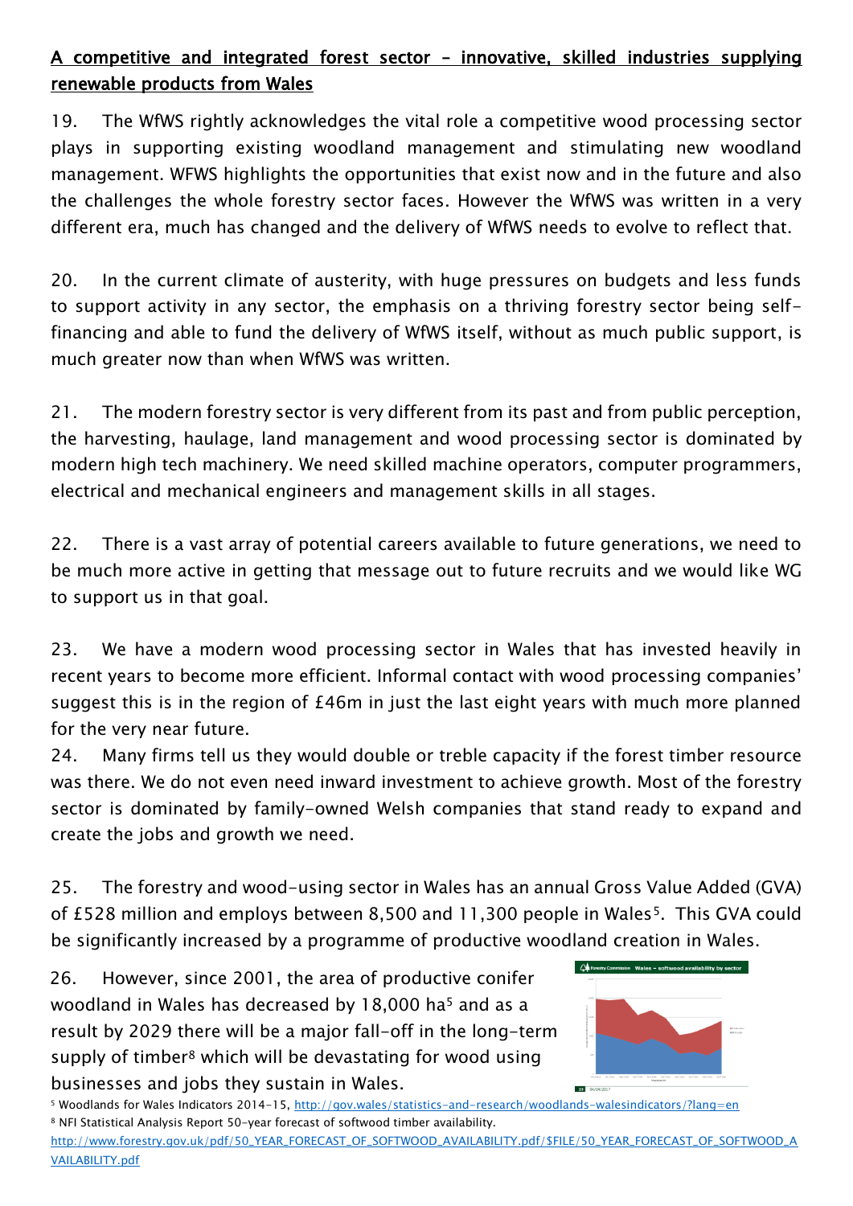**A competitive and integrated forest sector – innovative, skilled industries supplying renewable products from Wales**

19. The WfWS rightly acknowledges the vital role a competitive wood processing sector plays in supporting existing woodland management and stimulating new woodland management. WFWS highlights the opportunities that exist now and in the future and also the challenges the whole forestry sector faces. However the WfWS was written in a very different era, much has changed and the delivery of WfWS needs to evolve to reflect that.

20. In the current climate of austerity, with huge pressures on budgets and less funds to support activity in any sector, the emphasis on a thriving forestry sector being self-financing and able to fund the delivery of WfWS itself, without as much public support, is much greater now than when WfWS was written.

21. The modern forestry sector is very different from its past and from public perception, the harvesting, haulage, land management and wood processing sector is dominated by modern high tech machinery. We need skilled machine operators, computer programmers, electrical and mechanical engineers and management skills in all stages.

22. There is a vast array of potential careers available to future generations, we need to be much more active in getting that message out to future recruits and we would like WG to support us in that goal.

23. We have a modern wood processing sector in Wales that has invested heavily in recent years to become more efficient. Informal contact with wood processing companies' suggest this is in the region of £46m in just the last eight years with much more planned for the very near future.

24. Many firms tell us they would double or treble capacity if the forest timber resource was there. We do not even need inward investment to achieve growth. Most of the forestry sector is dominated by family-owned Welsh companies that stand ready to expand and create the jobs and growth we need.

25. The forestry and wood-using sector in Wales has an annual Gross Value Added (GVA) of £528 million and employs between 8,500 and 11,300 people in Wales[5]. This GVA could be significantly increased by a programme of productive woodland creation in Wales.

26. However, since 2001, the area of productive conifer woodland in Wales has decreased by 18,000 ha[5] and as a result by 2029 there will be a major fall-off in the long-term supply of timber[8] which will be devastating for wood using businesses and jobs they sustain in Wales.

[5] Woodlands for Wales Indicators 2014-15, http://gov.wales/statistics-and-research/woodlands-walesindicators/?lang=en

[8] NFI Statistical Analysis Report 50-year forecast of softwood timber availability. http://www.forestry.gov.uk/pdf/50_YEAR_FORECAST_OF_SOFTWOOD_AVAILABILITY.pdf/$FILE/50_YEAR_FORECAST_OF_SOFTWOOD_AVAILABILITY.pdf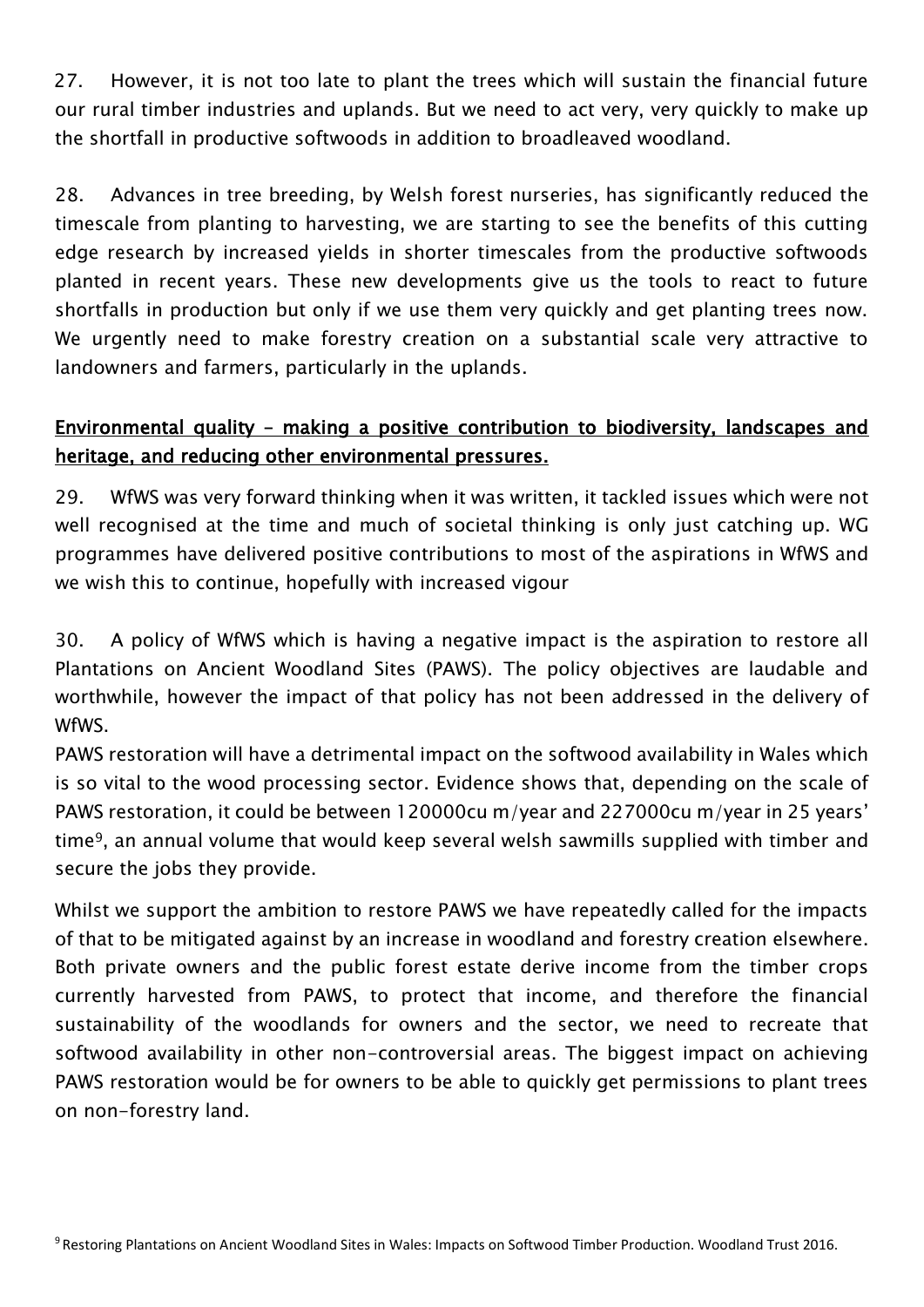27. However, it is not too late to plant the trees which will sustain the financial future our rural timber industries and uplands. But we need to act very, very quickly to make up the shortfall in productive softwoods in addition to broadleaved woodland.

28. Advances in tree breeding, by Welsh forest nurseries, has significantly reduced the timescale from planting to harvesting, we are starting to see the benefits of this cutting edge research by increased yields in shorter timescales from the productive softwoods planted in recent years. These new developments give us the tools to react to future shortfalls in production but only if we use them very quickly and get planting trees now. We urgently need to make forestry creation on a substantial scale very attractive to landowners and farmers, particularly in the uplands.

**Environmental quality – making a positive contribution to biodiversity, landscapes and heritage, and reducing other environmental pressures.**

29. WfWS was very forward thinking when it was written, it tackled issues which were not well recognised at the time and much of societal thinking is only just catching up. WG programmes have delivered positive contributions to most of the aspirations in WfWS and we wish this to continue, hopefully with increased vigour

30. A policy of WfWS which is having a negative impact is the aspiration to restore all Plantations on Ancient Woodland Sites (PAWS). The policy objectives are laudable and worthwhile, however the impact of that policy has not been addressed in the delivery of WfWS.
PAWS restoration will have a detrimental impact on the softwood availability in Wales which is so vital to the wood processing sector. Evidence shows that, depending on the scale of PAWS restoration, it could be between 120000cu m/year and 227000cu m/year in 25 years' time[9], an annual volume that would keep several welsh sawmills supplied with timber and secure the jobs they provide.

Whilst we support the ambition to restore PAWS we have repeatedly called for the impacts of that to be mitigated against by an increase in woodland and forestry creation elsewhere. Both private owners and the public forest estate derive income from the timber crops currently harvested from PAWS, to protect that income, and therefore the financial sustainability of the woodlands for owners and the sector, we need to recreate that softwood availability in other non-controversial areas. The biggest impact on achieving PAWS restoration would be for owners to be able to quickly get permissions to plant trees on non-forestry land.

[9] Restoring Plantations on Ancient Woodland Sites in Wales: Impacts on Softwood Timber Production. Woodland Trust 2016.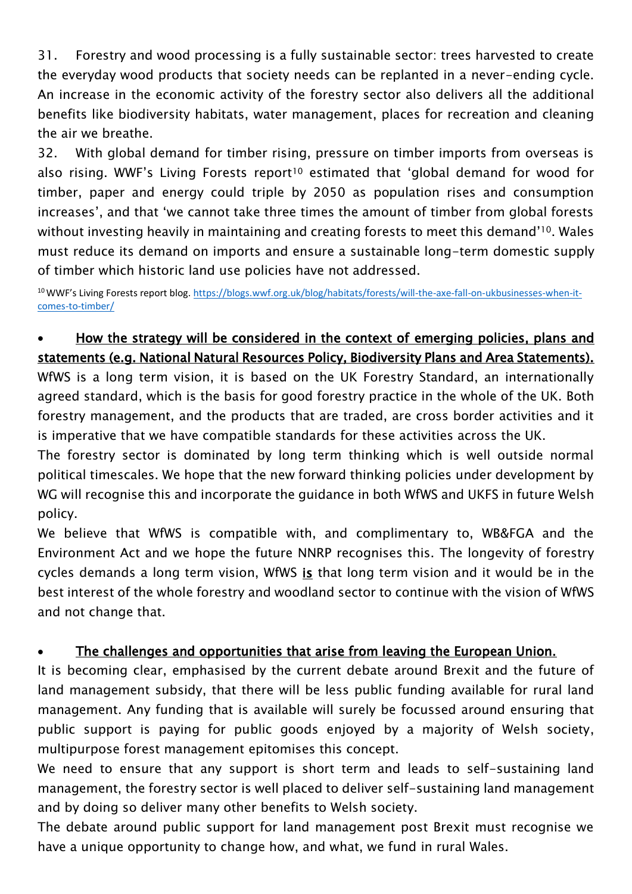31. Forestry and wood processing is a fully sustainable sector: trees harvested to create the everyday wood products that society needs can be replanted in a never-ending cycle. An increase in the economic activity of the forestry sector also delivers all the additional benefits like biodiversity habitats, water management, places for recreation and cleaning the air we breathe.

32. With global demand for timber rising, pressure on timber imports from overseas is also rising. WWF's Living Forests report[10] estimated that 'global demand for wood for timber, paper and energy could triple by 2050 as population rises and consumption increases', and that 'we cannot take three times the amount of timber from global forests without investing heavily in maintaining and creating forests to meet this demand'[10]. Wales must reduce its demand on imports and ensure a sustainable long-term domestic supply of timber which historic land use policies have not addressed.

[10] WWF's Living Forests report blog. https://blogs.wwf.org.uk/blog/habitats/forests/will-the-axe-fall-on-ukbusinesses-when-it-comes-to-timber/

- <u>How the strategy will be considered in the context of emerging policies, plans and statements (e.g. National Natural Resources Policy, Biodiversity Plans and Area Statements).</u>

WfWS is a long term vision, it is based on the UK Forestry Standard, an internationally agreed standard, which is the basis for good forestry practice in the whole of the UK. Both forestry management, and the products that are traded, are cross border activities and it is imperative that we have compatible standards for these activities across the UK.

The forestry sector is dominated by long term thinking which is well outside normal political timescales. We hope that the new forward thinking policies under development by WG will recognise this and incorporate the guidance in both WfWS and UKFS in future Welsh policy.

We believe that WfWS is compatible with, and complimentary to, WB&FGA and the Environment Act and we hope the future NNRP recognises this. The longevity of forestry cycles demands a long term vision, WfWS **<u>is</u>** that long term vision and it would be in the best interest of the whole forestry and woodland sector to continue with the vision of WfWS and not change that.

- <u>The challenges and opportunities that arise from leaving the European Union.</u>

It is becoming clear, emphasised by the current debate around Brexit and the future of land management subsidy, that there will be less public funding available for rural land management. Any funding that is available will surely be focussed around ensuring that public support is paying for public goods enjoyed by a majority of Welsh society, multipurpose forest management epitomises this concept.

We need to ensure that any support is short term and leads to self-sustaining land management, the forestry sector is well placed to deliver self-sustaining land management and by doing so deliver many other benefits to Welsh society.

The debate around public support for land management post Brexit must recognise we have a unique opportunity to change how, and what, we fund in rural Wales.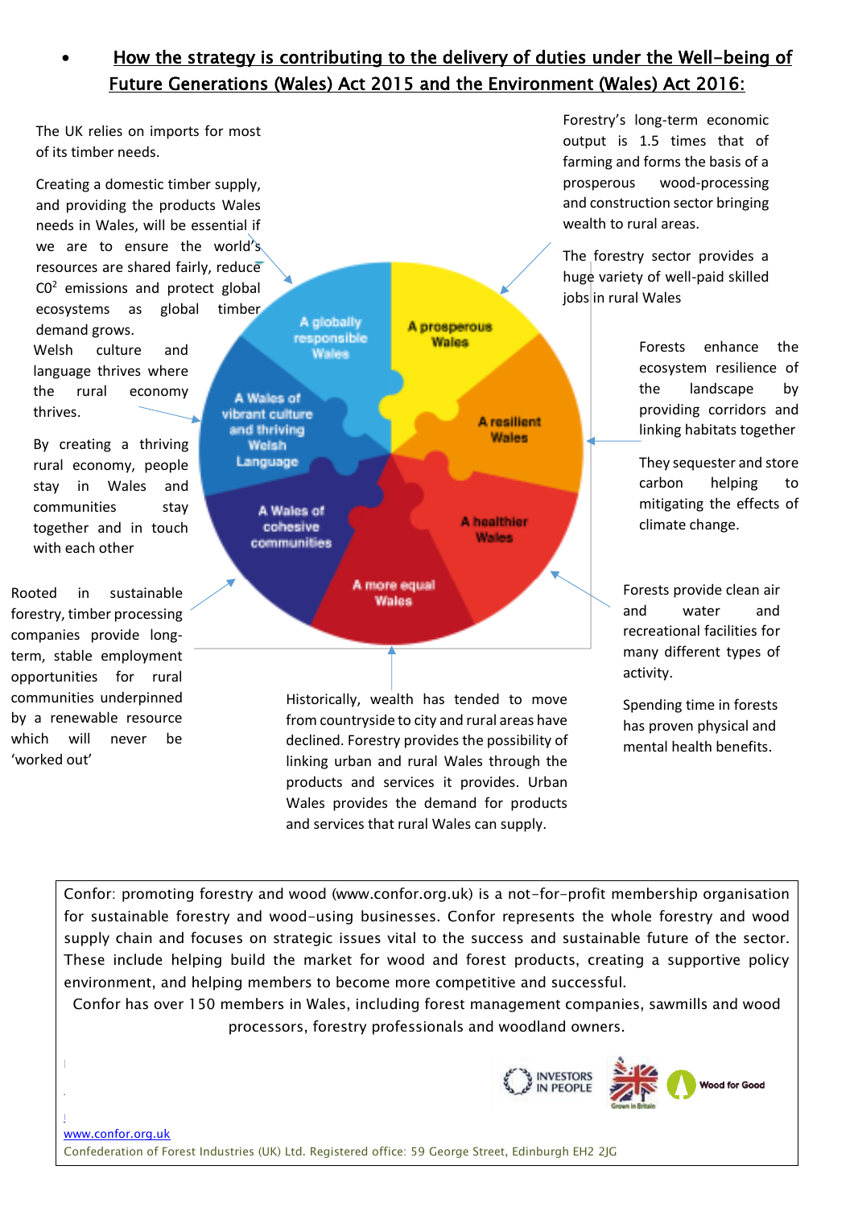- **How the strategy is contributing to the delivery of duties under the Well-being of Future Generations (Wales) Act 2015 and the Environment (Wales) Act 2016:**

The UK relies on imports for most of its timber needs.

Creating a domestic timber supply, and providing the products Wales needs in Wales, will be essential if we are to ensure the world's resources are shared fairly, reduce $CO^2$ emissions and protect global ecosystems as global timber demand grows.

Forestry's long-term economic output is 1.5 times that of farming and forms the basis of a prosperous wood-processing and construction sector bringing wealth to rural areas.

The forestry sector provides a huge variety of well-paid skilled jobs in rural Wales

Welsh culture and language thrives where the rural economy thrives.

By creating a thriving rural economy, people stay in Wales and communities stay together and in touch with each other

A globally responsible Wales

A prosperous Wales

A Wales of vibrant culture and thriving Welsh Language

A resilient Wales

A Wales of cohesive communities

A healthier Wales

A more equal Wales

Forests enhance the ecosystem resilience of the landscape by providing corridors and linking habitats together

They sequester and store carbon helping to mitigating the effects of climate change.

Rooted in sustainable forestry, timber processing companies provide long-term, stable employment opportunities for rural communities underpinned by a renewable resource which will never be 'worked out'

Forests provide clean air and water and recreational facilities for many different types of activity.

Spending time in forests has proven physical and mental health benefits.

Historically, wealth has tended to move from countryside to city and rural areas have declined. Forestry provides the possibility of linking urban and rural Wales through the products and services it provides. Urban Wales provides the demand for products and services that rural Wales can supply.

Confor: promoting forestry and wood (www.confor.org.uk) is a not-for-profit membership organisation for sustainable forestry and wood-using businesses. Confor represents the whole forestry and wood supply chain and focuses on strategic issues vital to the success and sustainable future of the sector. These include helping build the market for wood and forest products, creating a supportive policy environment, and helping members to become more competitive and successful.

Confor has over 150 members in Wales, including forest management companies, sawmills and wood processors, forestry professionals and woodland owners.

INVESTORS IN PEOPLE

Grown in Britain

Wood for Good

www.confor.org.uk

Confederation of Forest Industries (UK) Ltd. Registered office: 59 George Street, Edinburgh EH2 2JG